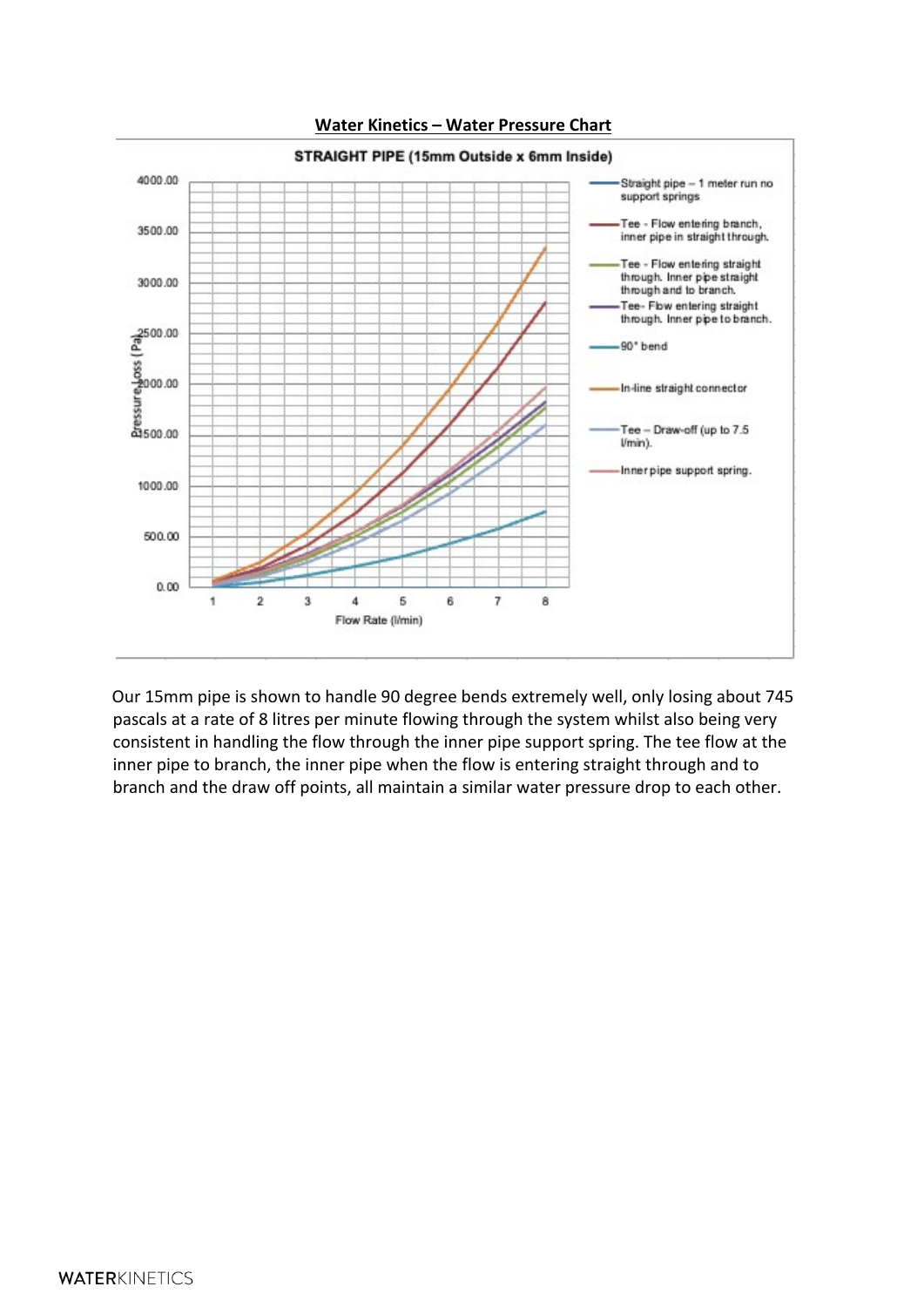## Water Kinetics – Water Pressure Chart

**STRAIGHT PIPE (15mm Outside x 6mm Inside)**

Y-axis: Pressure Loss (Pa) — 0.00, 500.00, 1000.00, 1500.00, 2000.00, 2500.00, 3000.00, 3500.00, 4000.00

X-axis: Flow Rate (l/min) — 1, 2, 3, 4, 5, 6, 7, 8

Legend:

- Straight pipe – 1 meter run no support springs
- Tee - Flow entering branch, inner pipe in straight through.
- Tee - Flow entering straight through. Inner pipe straight through and to branch.
- Tee- Flow entering straight through. Inner pipe to branch.
- 90° bend
- In-line straight connector
- Tee – Draw-off (up to 7.5 l/min).
- Inner pipe support spring.

Our 15mm pipe is shown to handle 90 degree bends extremely well, only losing about 745 pascals at a rate of 8 litres per minute flowing through the system whilst also being very consistent in handling the flow through the inner pipe support spring. The tee flow at the inner pipe to branch, the inner pipe when the flow is entering straight through and to branch and the draw off points, all maintain a similar water pressure drop to each other.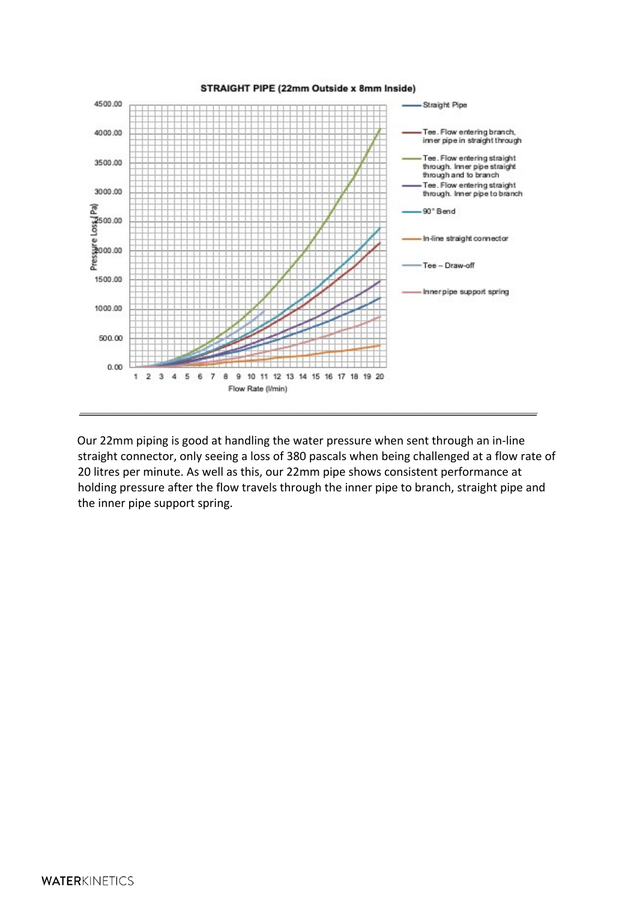Our 22mm piping is good at handling the water pressure when sent through an in-line straight connector, only seeing a loss of 380 pascals when being challenged at a flow rate of 20 litres per minute. As well as this, our 22mm pipe shows consistent performance at holding pressure after the flow travels through the inner pipe to branch, straight pipe and the inner pipe support spring.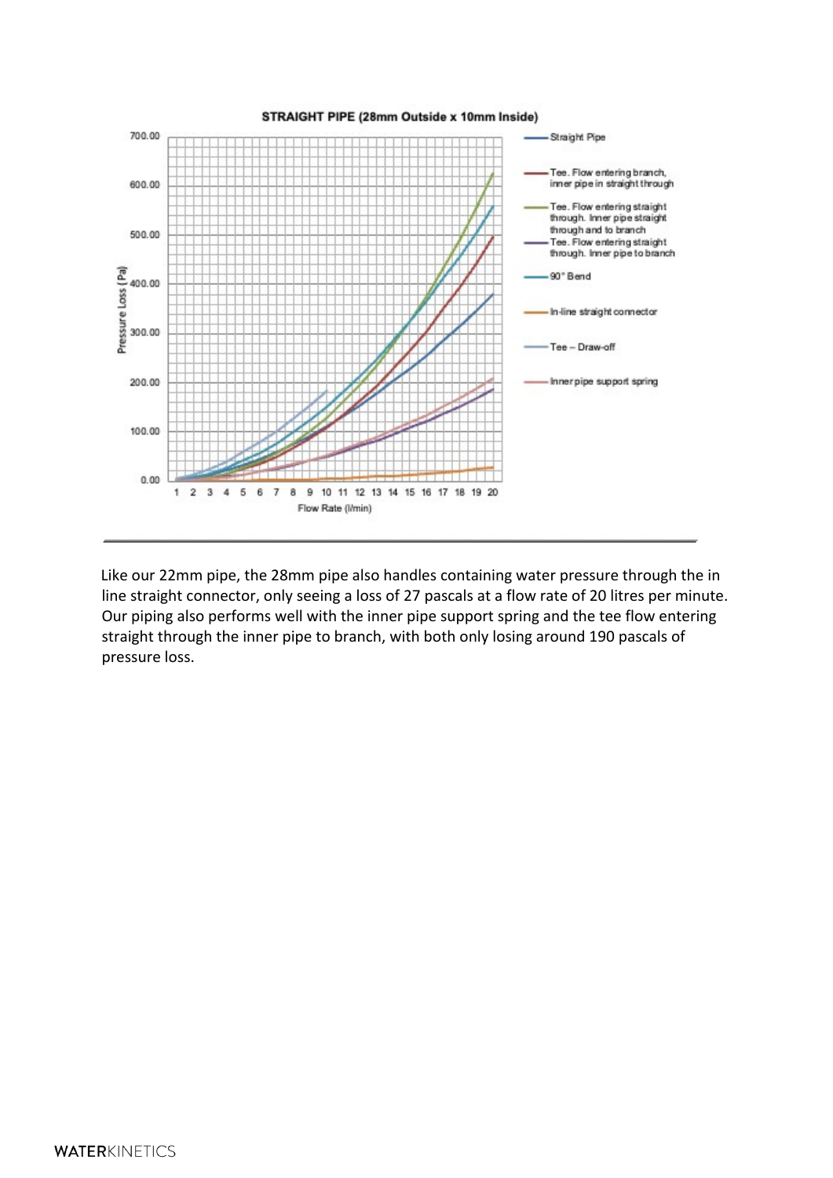**STRAIGHT PIPE (28mm Outside x 10mm Inside)**

Legend:
- Straight Pipe
- Tee. Flow entering branch, inner pipe in straight through
- Tee. Flow entering straight through. Inner pipe straight through and to branch
- Tee. Flow entering straight through. Inner pipe to branch
- 90° Bend
- In-line straight connector
- Tee – Draw-off
- Inner pipe support spring

Pressure Loss (Pa): 0.00, 100.00, 200.00, 300.00, 400.00, 500.00, 600.00, 700.00

Flow Rate (l/min): 1 2 3 4 5 6 7 8 9 10 11 12 13 14 15 16 17 18 19 20

Like our 22mm pipe, the 28mm pipe also handles containing water pressure through the in line straight connector, only seeing a loss of 27 pascals at a flow rate of 20 litres per minute. Our piping also performs well with the inner pipe support spring and the tee flow entering straight through the inner pipe to branch, with both only losing around 190 pascals of pressure loss.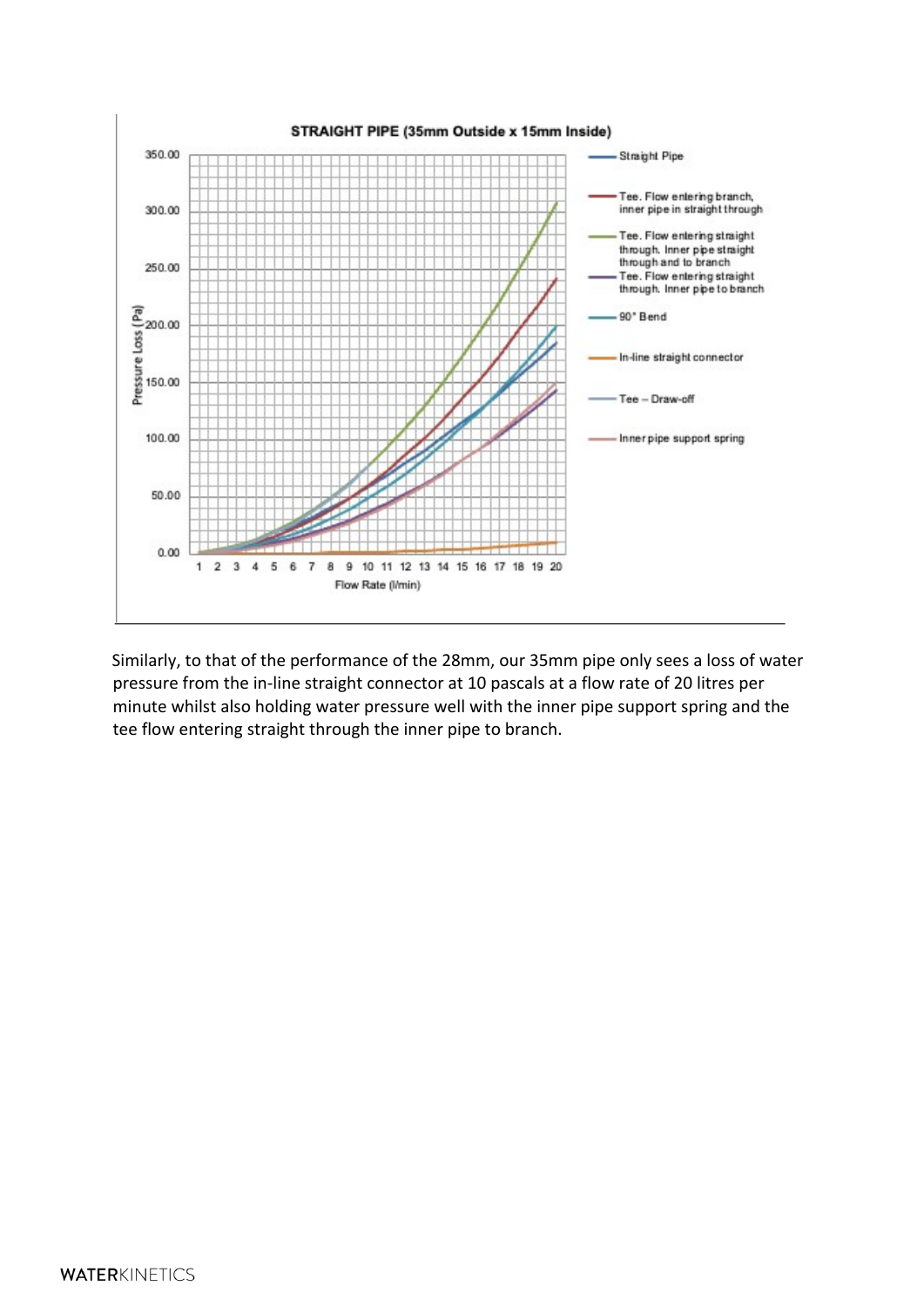**STRAIGHT PIPE (35mm Outside x 15mm Inside)**

Similarly, to that of the performance of the 28mm, our 35mm pipe only sees a loss of water pressure from the in-line straight connector at 10 pascals at a flow rate of 20 litres per minute whilst also holding water pressure well with the inner pipe support spring and the tee flow entering straight through the inner pipe to branch.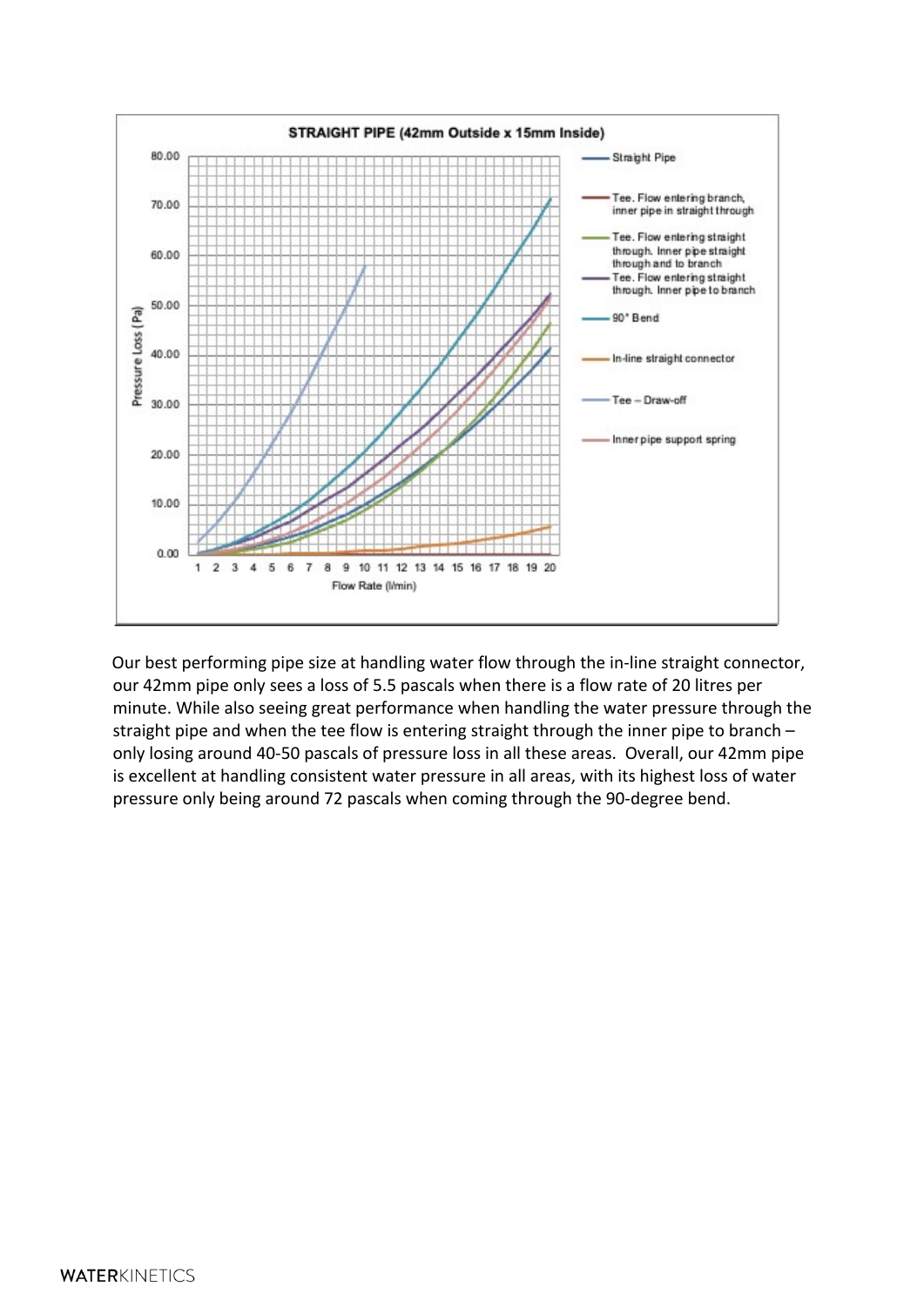STRAIGHT PIPE (42mm Outside x 15mm Inside)

Pressure Loss (Pa)

80.00
70.00
60.00
50.00
40.00
30.00
20.00
10.00
0.00

1 2 3 4 5 6 7 8 9 10 11 12 13 14 15 16 17 18 19 20

Flow Rate (l/min)

Straight Pipe
Tee. Flow entering branch, inner pipe in straight through
Tee. Flow entering straight through. Inner pipe straight through and to branch
Tee. Flow entering straight through. Inner pipe to branch
90° Bend
In-line straight connector
Tee – Draw-off
Inner pipe support spring

Our best performing pipe size at handling water flow through the in-line straight connector, our 42mm pipe only sees a loss of 5.5 pascals when there is a flow rate of 20 litres per minute. While also seeing great performance when handling the water pressure through the straight pipe and when the tee flow is entering straight through the inner pipe to branch – only losing around 40-50 pascals of pressure loss in all these areas. Overall, our 42mm pipe is excellent at handling consistent water pressure in all areas, with its highest loss of water pressure only being around 72 pascals when coming through the 90-degree bend.